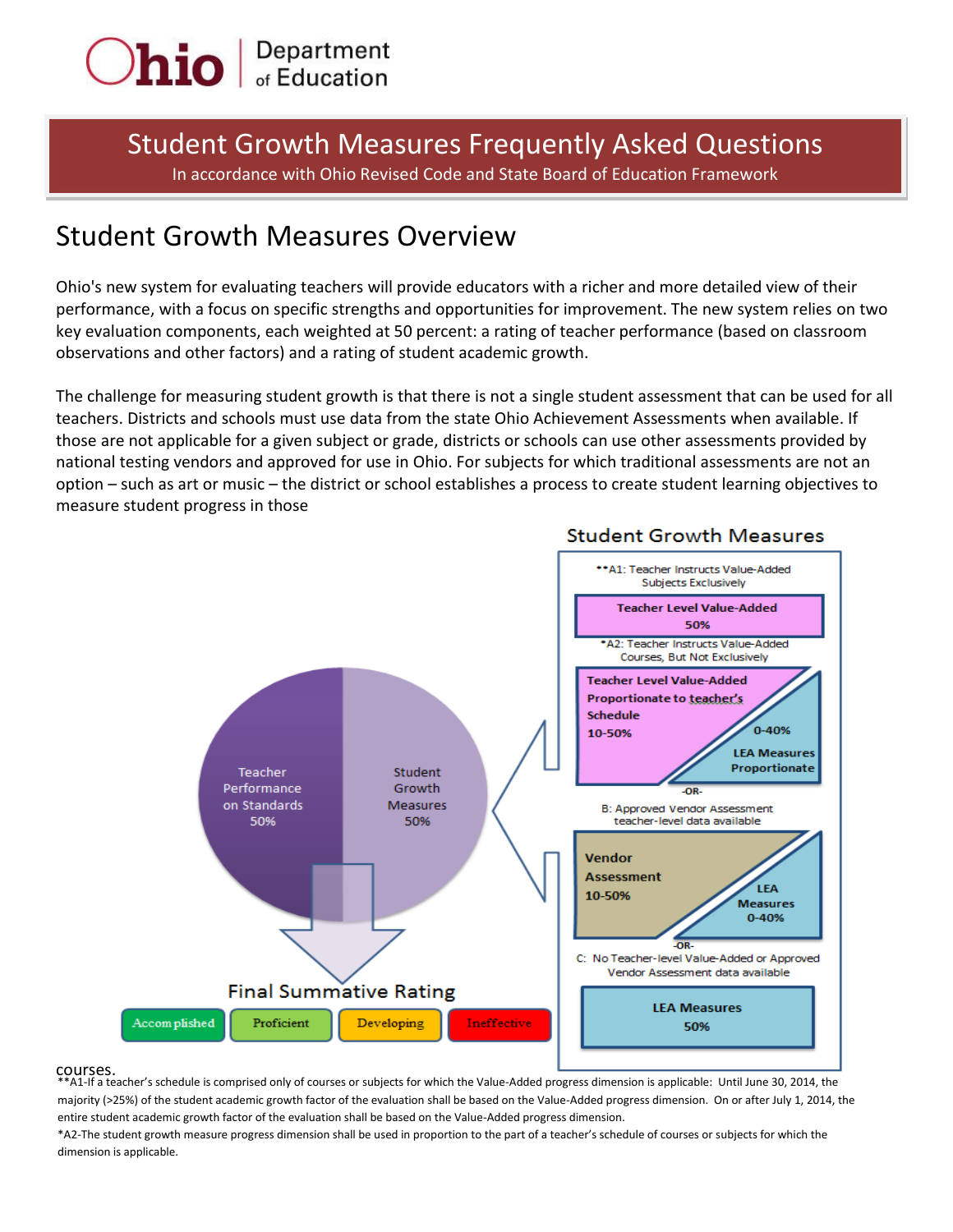# Student Growth Measures Frequently Asked Questions

In accordance with Ohio Revised Code and State Board of Education Framework

## Student Growth Measures Overview

Ohio's new system for evaluating teachers will provide educators with a richer and more detailed view of their performance, with a focus on specific strengths and opportunities for improvement. The new system relies on two key evaluation components, each weighted at 50 percent: a rating of teacher performance (based on classroom observations and other factors) and a rating of student academic growth.

The challenge for measuring student growth is that there is not a single student assessment that can be used for all teachers. Districts and schools must use data from the state Ohio Achievement Assessments when available. If those are not applicable for a given subject or grade, districts or schools can use other assessments provided by national testing vendors and approved for use in Ohio. For subjects for which traditional assessments are not an option – such as art or music – the district or school establishes a process to create student learning objectives to measure student progress in those courses.

**Student Growth Measures**

Teacher Performance on Standards 50%

Student Growth Measures 50%

Final Summative Rating: Accomplished | Proficient | Developing | Ineffective

**A1: Teacher Instructs Value-Added Subjects Exclusively

- Teacher Level Value-Added 50%

*A2: Teacher Instructs Value-Added Courses, But Not Exclusively

- Teacher Level Value-Added Proportionate to teacher's Schedule 10-50%
- LEA Measures Proportionate 0-40%

-OR-

B: Approved Vendor Assessment teacher-level data available

- Vendor Assessment 10-50%
- LEA Measures 0-40%

-OR-

C: No Teacher-level Value-Added or Approved Vendor Assessment data available

- LEA Measures 50%

**A1-If a teacher's schedule is comprised only of courses or subjects for which the Value-Added progress dimension is applicable: Until June 30, 2014, the majority (>25%) of the student academic growth factor of the evaluation shall be based on the Value-Added progress dimension. On or after July 1, 2014, the entire student academic growth factor of the evaluation shall be based on the Value-Added progress dimension.

*A2-The student growth measure progress dimension shall be used in proportion to the part of a teacher's schedule of courses or subjects for which the dimension is applicable.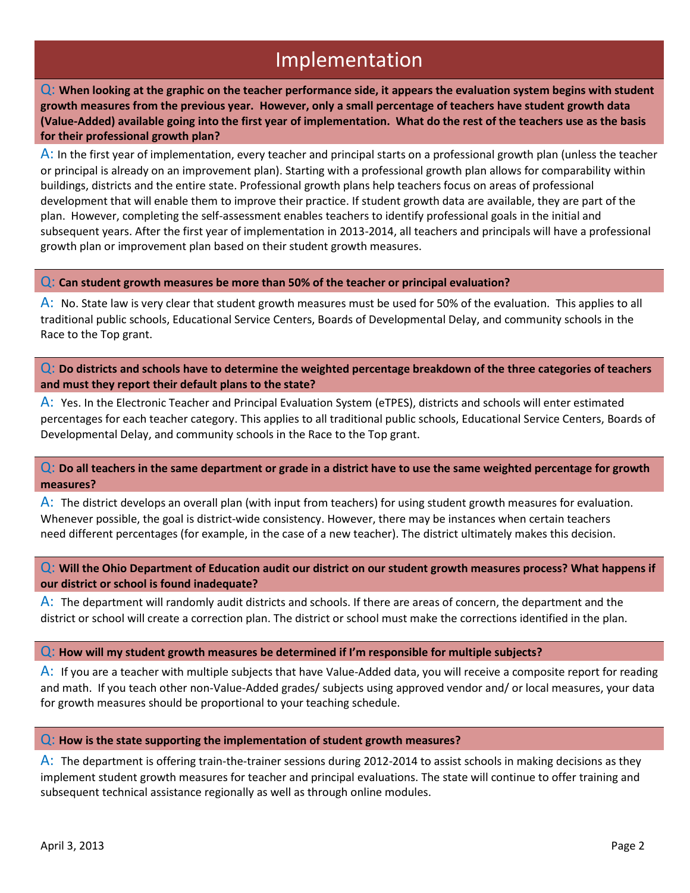# Implementation

**Q: When looking at the graphic on the teacher performance side, it appears the evaluation system begins with student growth measures from the previous year. However, only a small percentage of teachers have student growth data (Value-Added) available going into the first year of implementation. What do the rest of the teachers use as the basis for their professional growth plan?**

A: In the first year of implementation, every teacher and principal starts on a professional growth plan (unless the teacher or principal is already on an improvement plan). Starting with a professional growth plan allows for comparability within buildings, districts and the entire state. Professional growth plans help teachers focus on areas of professional development that will enable them to improve their practice. If student growth data are available, they are part of the plan. However, completing the self-assessment enables teachers to identify professional goals in the initial and subsequent years. After the first year of implementation in 2013-2014, all teachers and principals will have a professional growth plan or improvement plan based on their student growth measures.

**Q: Can student growth measures be more than 50% of the teacher or principal evaluation?**

A: No. State law is very clear that student growth measures must be used for 50% of the evaluation. This applies to all traditional public schools, Educational Service Centers, Boards of Developmental Delay, and community schools in the Race to the Top grant.

**Q: Do districts and schools have to determine the weighted percentage breakdown of the three categories of teachers and must they report their default plans to the state?**

A: Yes. In the Electronic Teacher and Principal Evaluation System (eTPES), districts and schools will enter estimated percentages for each teacher category. This applies to all traditional public schools, Educational Service Centers, Boards of Developmental Delay, and community schools in the Race to the Top grant.

**Q: Do all teachers in the same department or grade in a district have to use the same weighted percentage for growth measures?**

A: The district develops an overall plan (with input from teachers) for using student growth measures for evaluation. Whenever possible, the goal is district-wide consistency. However, there may be instances when certain teachers need different percentages (for example, in the case of a new teacher). The district ultimately makes this decision.

**Q: Will the Ohio Department of Education audit our district on our student growth measures process? What happens if our district or school is found inadequate?**

A: The department will randomly audit districts and schools. If there are areas of concern, the department and the district or school will create a correction plan. The district or school must make the corrections identified in the plan.

**Q: How will my student growth measures be determined if I'm responsible for multiple subjects?**

A: If you are a teacher with multiple subjects that have Value-Added data, you will receive a composite report for reading and math. If you teach other non-Value-Added grades/ subjects using approved vendor and/ or local measures, your data for growth measures should be proportional to your teaching schedule.

**Q: How is the state supporting the implementation of student growth measures?**

A: The department is offering train-the-trainer sessions during 2012-2014 to assist schools in making decisions as they implement student growth measures for teacher and principal evaluations. The state will continue to offer training and subsequent technical assistance regionally as well as through online modules.

April 3, 2013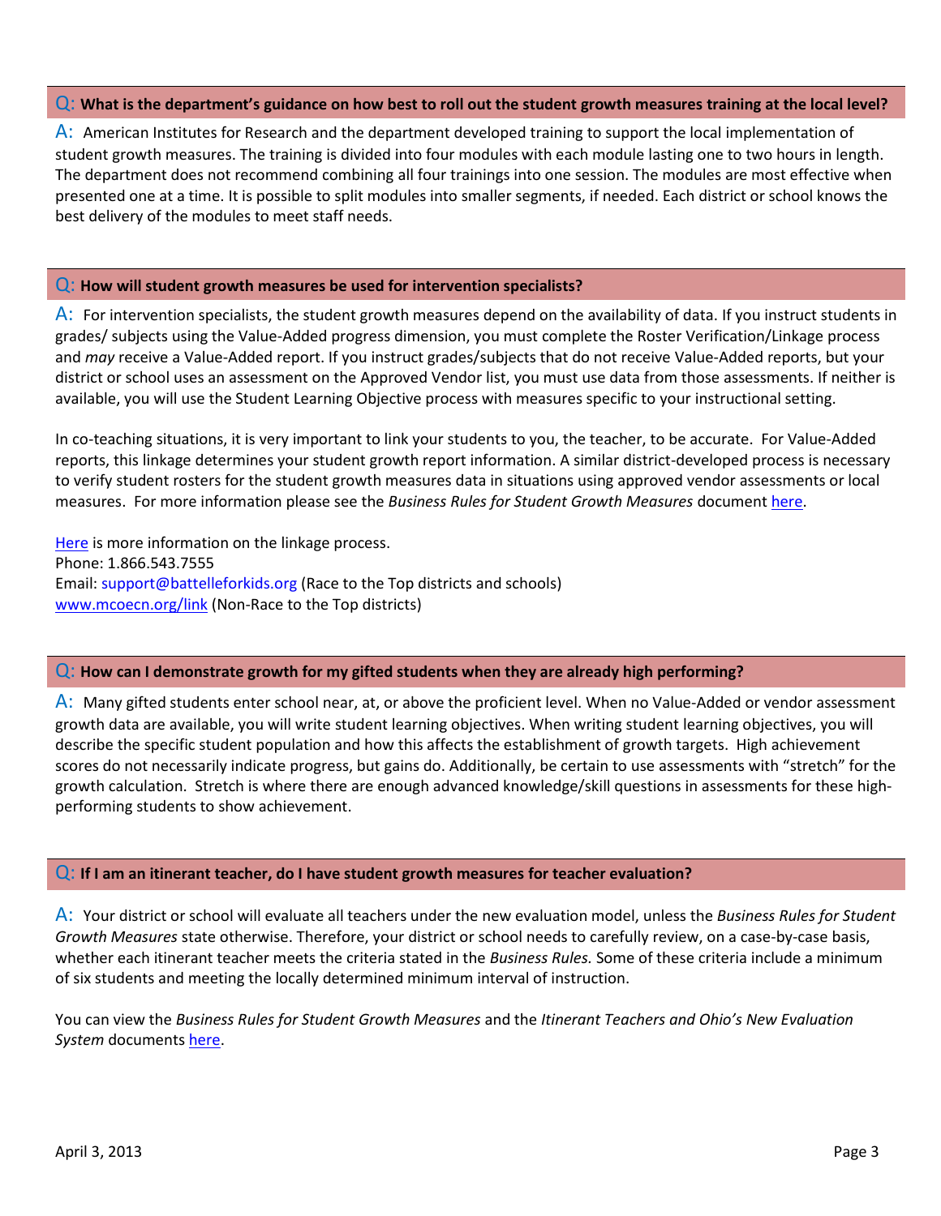**Q: What is the department's guidance on how best to roll out the student growth measures training at the local level?**

A: American Institutes for Research and the department developed training to support the local implementation of student growth measures. The training is divided into four modules with each module lasting one to two hours in length. The department does not recommend combining all four trainings into one session. The modules are most effective when presented one at a time. It is possible to split modules into smaller segments, if needed. Each district or school knows the best delivery of the modules to meet staff needs.

**Q: How will student growth measures be used for intervention specialists?**

A: For intervention specialists, the student growth measures depend on the availability of data. If you instruct students in grades/ subjects using the Value-Added progress dimension, you must complete the Roster Verification/Linkage process and *may* receive a Value-Added report. If you instruct grades/subjects that do not receive Value-Added reports, but your district or school uses an assessment on the Approved Vendor list, you must use data from those assessments. If neither is available, you will use the Student Learning Objective process with measures specific to your instructional setting.

In co-teaching situations, it is very important to link your students to you, the teacher, to be accurate. For Value-Added reports, this linkage determines your student growth report information. A similar district-developed process is necessary to verify student rosters for the student growth measures data in situations using approved vendor assessments or local measures. For more information please see the *Business Rules for Student Growth Measures* document here.

Here is more information on the linkage process.
Phone: 1.866.543.7555
Email: support@battelleforkids.org (Race to the Top districts and schools)
www.mcoecn.org/link (Non-Race to the Top districts)

**Q: How can I demonstrate growth for my gifted students when they are already high performing?**

A: Many gifted students enter school near, at, or above the proficient level. When no Value-Added or vendor assessment growth data are available, you will write student learning objectives. When writing student learning objectives, you will describe the specific student population and how this affects the establishment of growth targets. High achievement scores do not necessarily indicate progress, but gains do. Additionally, be certain to use assessments with "stretch" for the growth calculation. Stretch is where there are enough advanced knowledge/skill questions in assessments for these high-performing students to show achievement.

**Q: If I am an itinerant teacher, do I have student growth measures for teacher evaluation?**

A: Your district or school will evaluate all teachers under the new evaluation model, unless the *Business Rules for Student Growth Measures* state otherwise. Therefore, your district or school needs to carefully review, on a case-by-case basis, whether each itinerant teacher meets the criteria stated in the *Business Rules.* Some of these criteria include a minimum of six students and meeting the locally determined minimum interval of instruction.

You can view the *Business Rules for Student Growth Measures* and the *Itinerant Teachers and Ohio's New Evaluation System* documents here.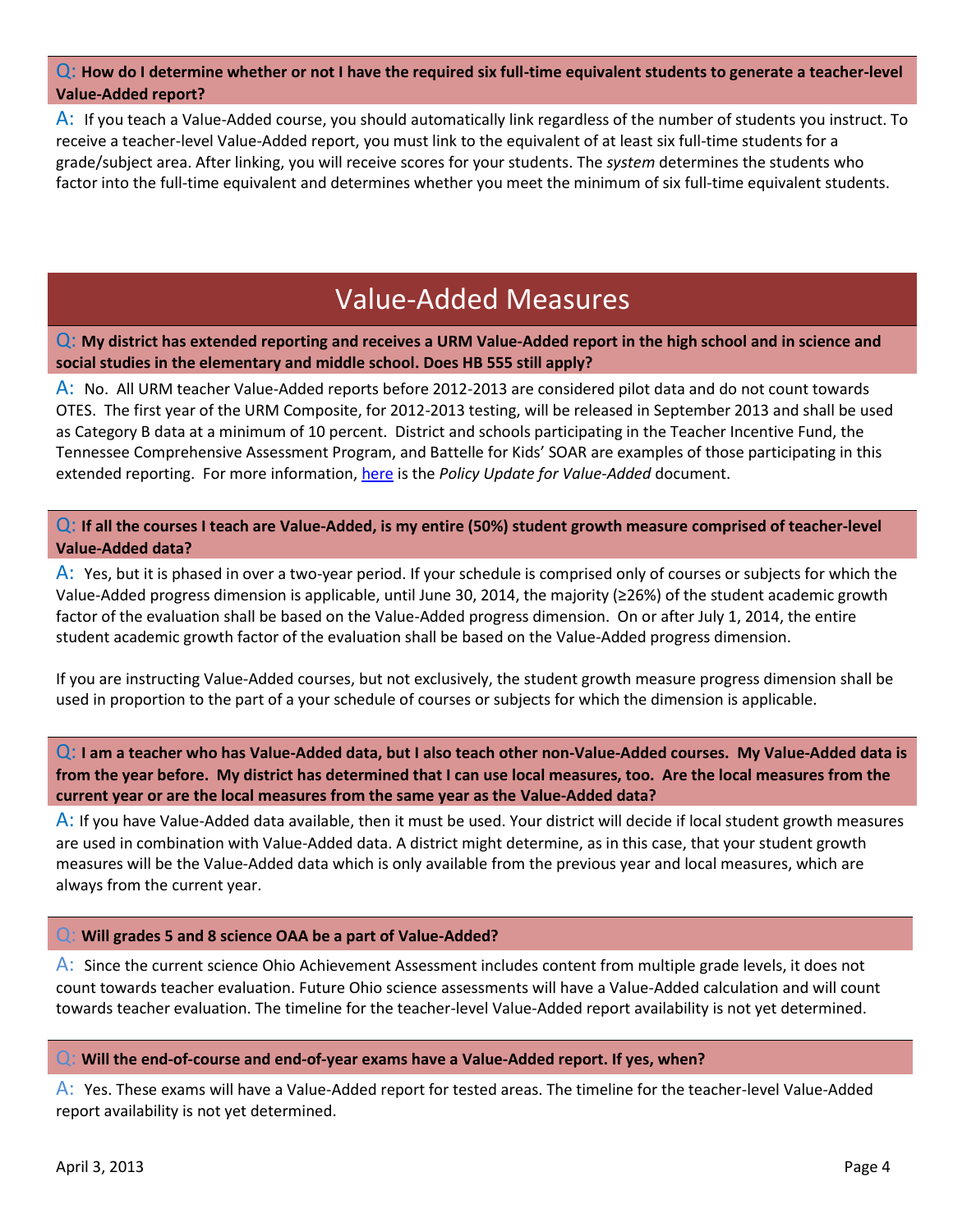**Q: How do I determine whether or not I have the required six full-time equivalent students to generate a teacher-level Value-Added report?**

A: If you teach a Value-Added course, you should automatically link regardless of the number of students you instruct. To receive a teacher-level Value-Added report, you must link to the equivalent of at least six full-time students for a grade/subject area. After linking, you will receive scores for your students. The *system* determines the students who factor into the full-time equivalent and determines whether you meet the minimum of six full-time equivalent students.

# Value-Added Measures

**Q: My district has extended reporting and receives a URM Value-Added report in the high school and in science and social studies in the elementary and middle school. Does HB 555 still apply?**

A: No. All URM teacher Value-Added reports before 2012-2013 are considered pilot data and do not count towards OTES. The first year of the URM Composite, for 2012-2013 testing, will be released in September 2013 and shall be used as Category B data at a minimum of 10 percent. District and schools participating in the Teacher Incentive Fund, the Tennessee Comprehensive Assessment Program, and Battelle for Kids' SOAR are examples of those participating in this extended reporting. For more information, here is the *Policy Update for Value-Added* document.

**Q: If all the courses I teach are Value-Added, is my entire (50%) student growth measure comprised of teacher-level Value-Added data?**

A: Yes, but it is phased in over a two-year period. If your schedule is comprised only of courses or subjects for which the Value-Added progress dimension is applicable, until June 30, 2014, the majority (≥26%) of the student academic growth factor of the evaluation shall be based on the Value-Added progress dimension. On or after July 1, 2014, the entire student academic growth factor of the evaluation shall be based on the Value-Added progress dimension.

If you are instructing Value-Added courses, but not exclusively, the student growth measure progress dimension shall be used in proportion to the part of a your schedule of courses or subjects for which the dimension is applicable.

**Q: I am a teacher who has Value-Added data, but I also teach other non-Value-Added courses. My Value-Added data is from the year before. My district has determined that I can use local measures, too. Are the local measures from the current year or are the local measures from the same year as the Value-Added data?**

A: If you have Value-Added data available, then it must be used. Your district will decide if local student growth measures are used in combination with Value-Added data. A district might determine, as in this case, that your student growth measures will be the Value-Added data which is only available from the previous year and local measures, which are always from the current year.

**Q: Will grades 5 and 8 science OAA be a part of Value-Added?**

A: Since the current science Ohio Achievement Assessment includes content from multiple grade levels, it does not count towards teacher evaluation. Future Ohio science assessments will have a Value-Added calculation and will count towards teacher evaluation. The timeline for the teacher-level Value-Added report availability is not yet determined.

**Q: Will the end-of-course and end-of-year exams have a Value-Added report. If yes, when?**

A: Yes. These exams will have a Value-Added report for tested areas. The timeline for the teacher-level Value-Added report availability is not yet determined.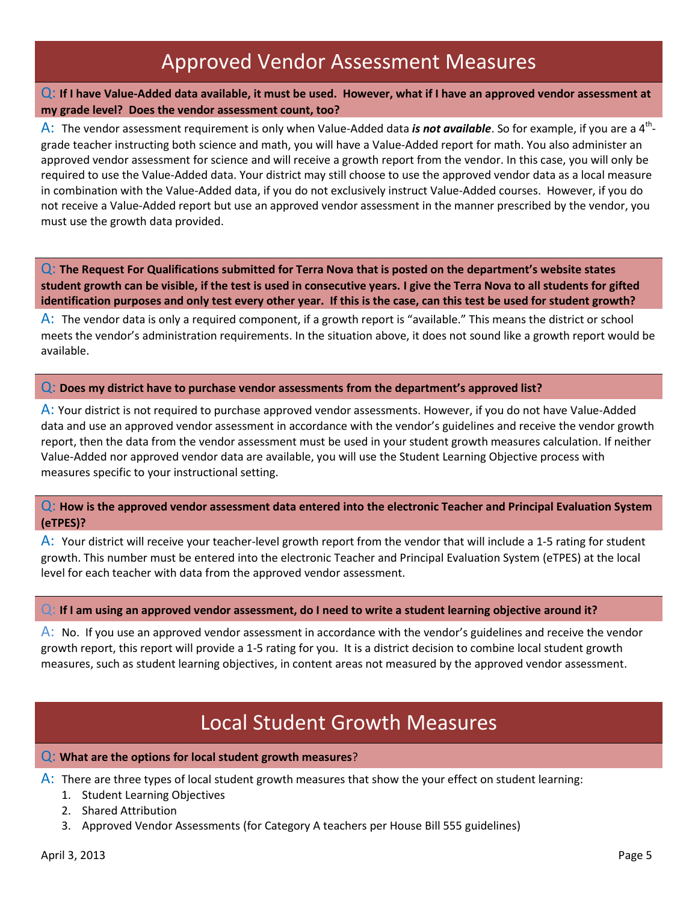## Approved Vendor Assessment Measures

**Q: If I have Value-Added data available, it must be used. However, what if I have an approved vendor assessment at my grade level? Does the vendor assessment count, too?**

A: The vendor assessment requirement is only when Value-Added data ***is not available***. So for example, if you are a 4th-grade teacher instructing both science and math, you will have a Value-Added report for math. You also administer an approved vendor assessment for science and will receive a growth report from the vendor. In this case, you will only be required to use the Value-Added data. Your district may still choose to use the approved vendor data as a local measure in combination with the Value-Added data, if you do not exclusively instruct Value-Added courses. However, if you do not receive a Value-Added report but use an approved vendor assessment in the manner prescribed by the vendor, you must use the growth data provided.

**Q: The Request For Qualifications submitted for Terra Nova that is posted on the department's website states student growth can be visible, if the test is used in consecutive years. I give the Terra Nova to all students for gifted identification purposes and only test every other year. If this is the case, can this test be used for student growth?**

A: The vendor data is only a required component, if a growth report is "available." This means the district or school meets the vendor's administration requirements. In the situation above, it does not sound like a growth report would be available.

**Q: Does my district have to purchase vendor assessments from the department's approved list?**

A: Your district is not required to purchase approved vendor assessments. However, if you do not have Value-Added data and use an approved vendor assessment in accordance with the vendor's guidelines and receive the vendor growth report, then the data from the vendor assessment must be used in your student growth measures calculation. If neither Value-Added nor approved vendor data are available, you will use the Student Learning Objective process with measures specific to your instructional setting.

**Q: How is the approved vendor assessment data entered into the electronic Teacher and Principal Evaluation System (eTPES)?**

A: Your district will receive your teacher-level growth report from the vendor that will include a 1-5 rating for student growth. This number must be entered into the electronic Teacher and Principal Evaluation System (eTPES) at the local level for each teacher with data from the approved vendor assessment.

**Q: If I am using an approved vendor assessment, do I need to write a student learning objective around it?**

A: No. If you use an approved vendor assessment in accordance with the vendor's guidelines and receive the vendor growth report, this report will provide a 1-5 rating for you. It is a district decision to combine local student growth measures, such as student learning objectives, in content areas not measured by the approved vendor assessment.

## Local Student Growth Measures

**Q: What are the options for local student growth measures?**

A: There are three types of local student growth measures that show the your effect on student learning:

1. Student Learning Objectives
2. Shared Attribution
3. Approved Vendor Assessments (for Category A teachers per House Bill 555 guidelines)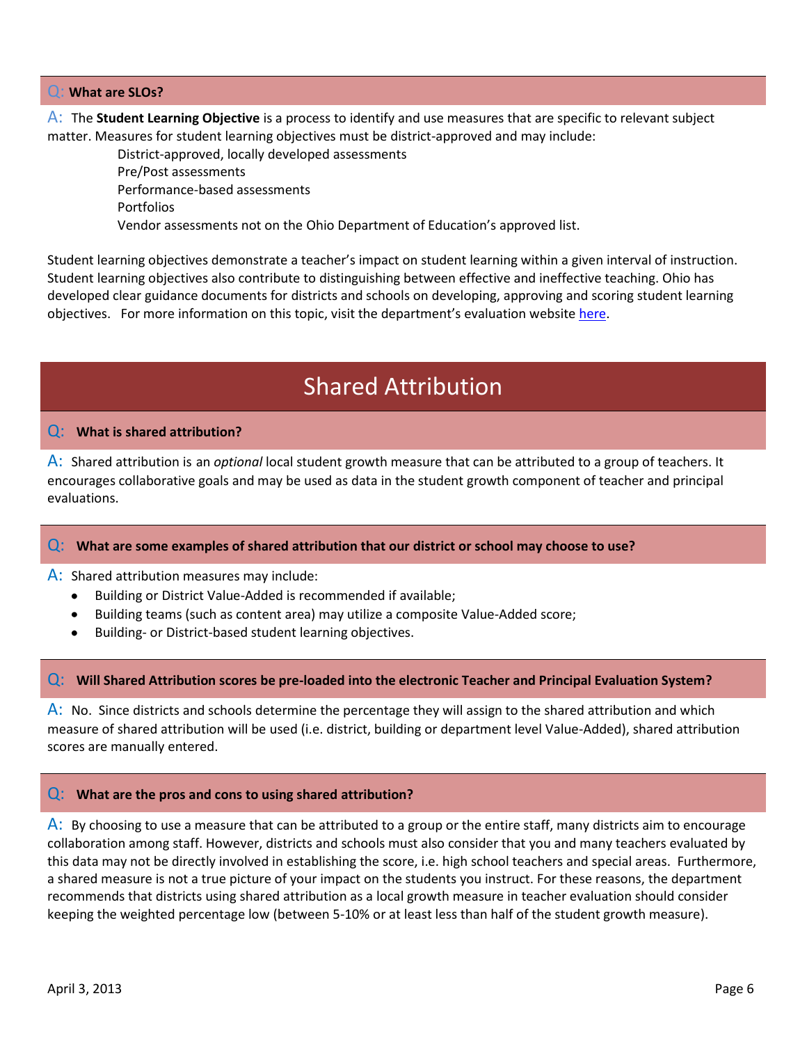**Q: What are SLOs?**

A: The **Student Learning Objective** is a process to identify and use measures that are specific to relevant subject matter. Measures for student learning objectives must be district-approved and may include:

- District-approved, locally developed assessments
- Pre/Post assessments
- Performance-based assessments
- Portfolios
- Vendor assessments not on the Ohio Department of Education's approved list.

Student learning objectives demonstrate a teacher's impact on student learning within a given interval of instruction. Student learning objectives also contribute to distinguishing between effective and ineffective teaching. Ohio has developed clear guidance documents for districts and schools on developing, approving and scoring student learning objectives. For more information on this topic, visit the department's evaluation website here.

# Shared Attribution

**Q: What is shared attribution?**

A: Shared attribution is an *optional* local student growth measure that can be attributed to a group of teachers. It encourages collaborative goals and may be used as data in the student growth component of teacher and principal evaluations.

**Q: What are some examples of shared attribution that our district or school may choose to use?**

A: Shared attribution measures may include:

- Building or District Value-Added is recommended if available;
- Building teams (such as content area) may utilize a composite Value-Added score;
- Building- or District-based student learning objectives.

**Q: Will Shared Attribution scores be pre-loaded into the electronic Teacher and Principal Evaluation System?**

A: No. Since districts and schools determine the percentage they will assign to the shared attribution and which measure of shared attribution will be used (i.e. district, building or department level Value-Added), shared attribution scores are manually entered.

**Q: What are the pros and cons to using shared attribution?**

A: By choosing to use a measure that can be attributed to a group or the entire staff, many districts aim to encourage collaboration among staff. However, districts and schools must also consider that you and many teachers evaluated by this data may not be directly involved in establishing the score, i.e. high school teachers and special areas. Furthermore, a shared measure is not a true picture of your impact on the students you instruct. For these reasons, the department recommends that districts using shared attribution as a local growth measure in teacher evaluation should consider keeping the weighted percentage low (between 5-10% or at least less than half of the student growth measure).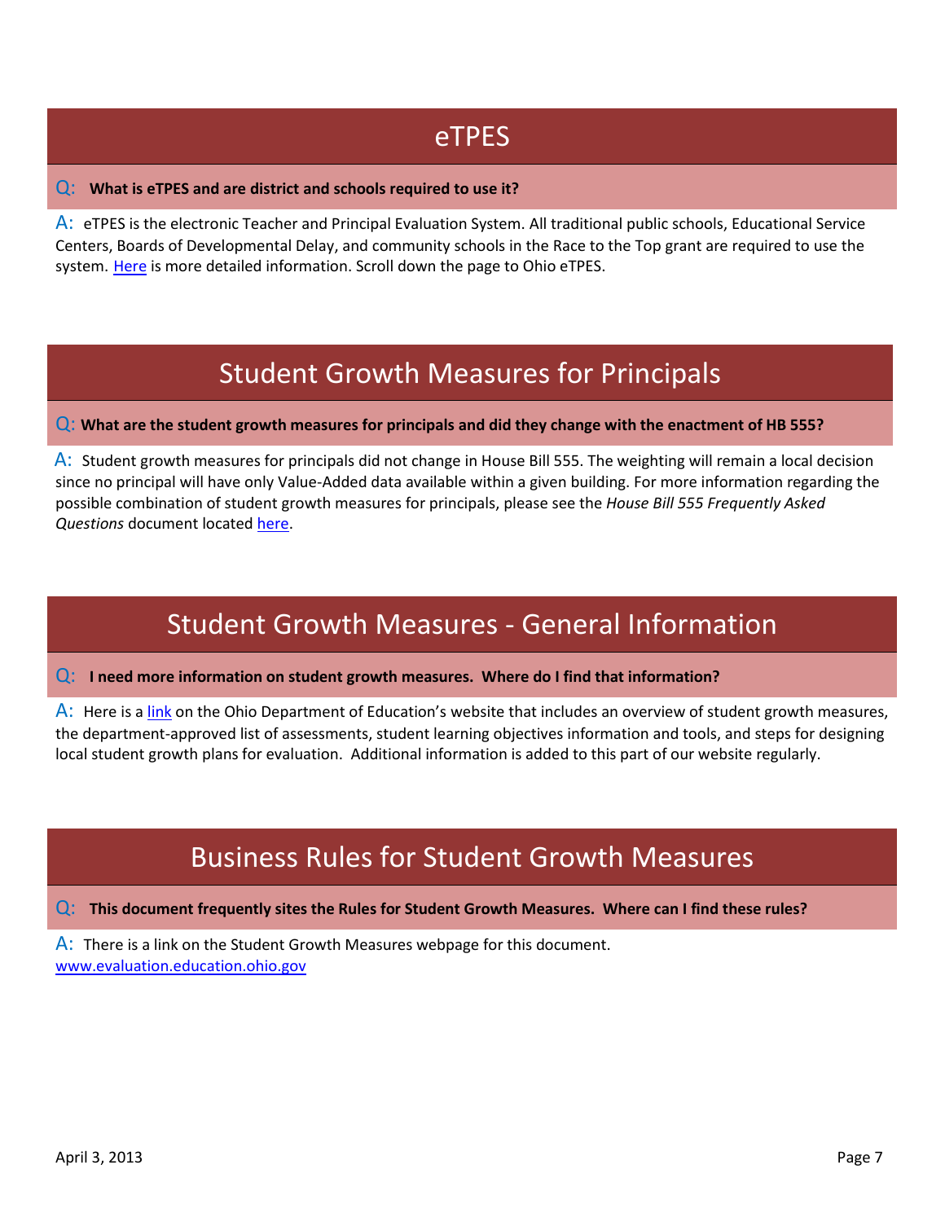## eTPES

**Q: What is eTPES and are district and schools required to use it?**

A: eTPES is the electronic Teacher and Principal Evaluation System. All traditional public schools, Educational Service Centers, Boards of Developmental Delay, and community schools in the Race to the Top grant are required to use the system. Here is more detailed information. Scroll down the page to Ohio eTPES.

## Student Growth Measures for Principals

**Q: What are the student growth measures for principals and did they change with the enactment of HB 555?**

A: Student growth measures for principals did not change in House Bill 555. The weighting will remain a local decision since no principal will have only Value-Added data available within a given building. For more information regarding the possible combination of student growth measures for principals, please see the *House Bill 555 Frequently Asked Questions* document located here.

## Student Growth Measures - General Information

**Q: I need more information on student growth measures. Where do I find that information?**

A: Here is a link on the Ohio Department of Education's website that includes an overview of student growth measures, the department-approved list of assessments, student learning objectives information and tools, and steps for designing local student growth plans for evaluation. Additional information is added to this part of our website regularly.

## Business Rules for Student Growth Measures

**Q: This document frequently sites the Rules for Student Growth Measures. Where can I find these rules?**

A: There is a link on the Student Growth Measures webpage for this document.
www.evaluation.education.ohio.gov

April 3, 2013